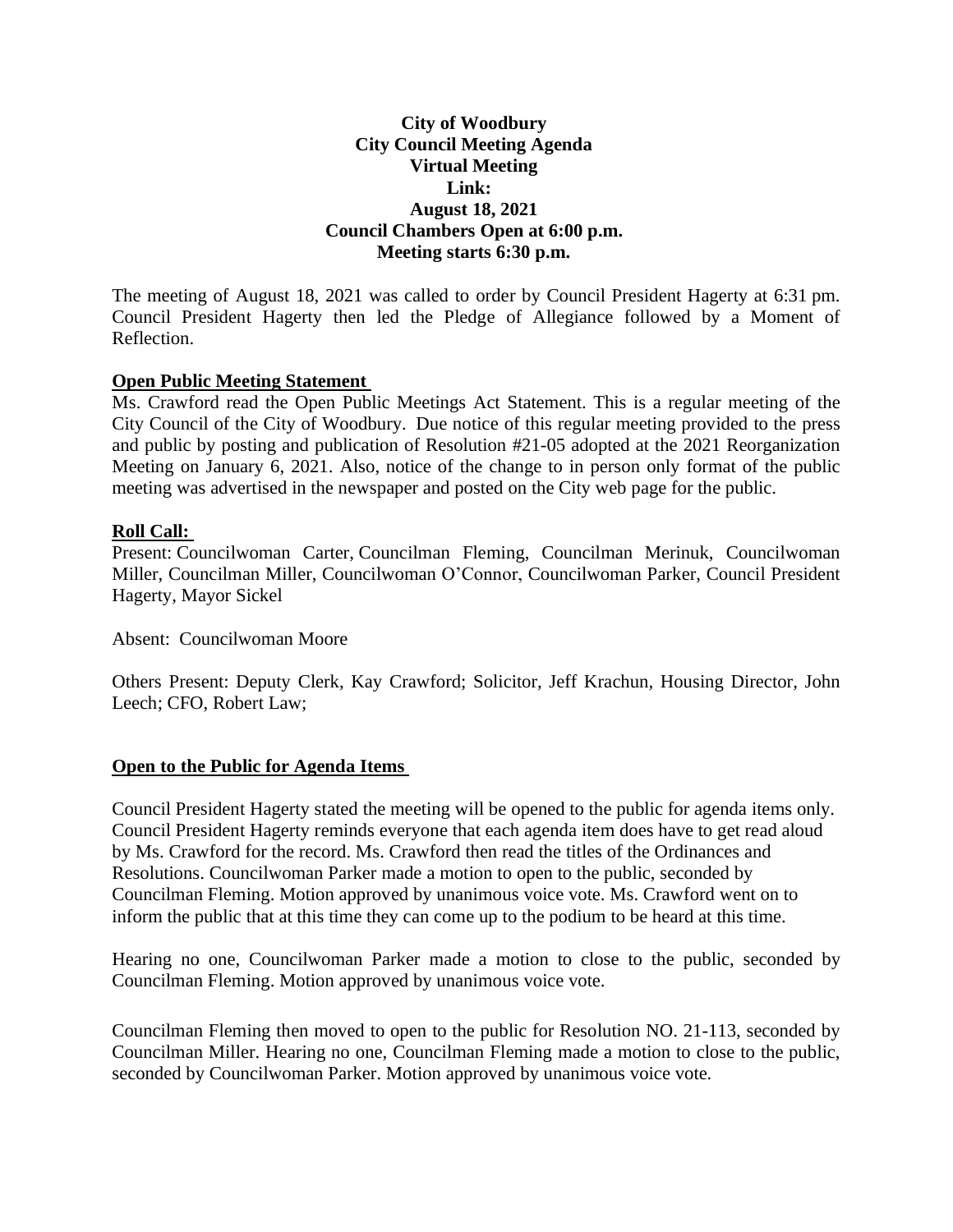**City of Woodbury**
**City Council Meeting Agenda**
**Virtual Meeting**
**Link:**
**August 18, 2021**
**Council Chambers Open at 6:00 p.m.**
**Meeting starts 6:30 p.m.**

The meeting of August 18, 2021 was called to order by Council President Hagerty at 6:31 pm. Council President Hagerty then led the Pledge of Allegiance followed by a Moment of Reflection.

**Open Public Meeting Statement**

Ms. Crawford read the Open Public Meetings Act Statement. This is a regular meeting of the City Council of the City of Woodbury. Due notice of this regular meeting provided to the press and public by posting and publication of Resolution #21-05 adopted at the 2021 Reorganization Meeting on January 6, 2021. Also, notice of the change to in person only format of the public meeting was advertised in the newspaper and posted on the City web page for the public.

**Roll Call:**

Present: Councilwoman Carter, Councilman Fleming, Councilman Merinuk, Councilwoman Miller, Councilman Miller, Councilwoman O'Connor, Councilwoman Parker, Council President Hagerty, Mayor Sickel

Absent: Councilwoman Moore

Others Present: Deputy Clerk, Kay Crawford; Solicitor, Jeff Krachun, Housing Director, John Leech; CFO, Robert Law;

**Open to the Public for Agenda Items**

Council President Hagerty stated the meeting will be opened to the public for agenda items only. Council President Hagerty reminds everyone that each agenda item does have to get read aloud by Ms. Crawford for the record. Ms. Crawford then read the titles of the Ordinances and Resolutions. Councilwoman Parker made a motion to open to the public, seconded by Councilman Fleming. Motion approved by unanimous voice vote. Ms. Crawford went on to inform the public that at this time they can come up to the podium to be heard at this time.

Hearing no one, Councilwoman Parker made a motion to close to the public, seconded by Councilman Fleming. Motion approved by unanimous voice vote.

Councilman Fleming then moved to open to the public for Resolution NO. 21-113, seconded by Councilman Miller. Hearing no one, Councilman Fleming made a motion to close to the public, seconded by Councilwoman Parker. Motion approved by unanimous voice vote.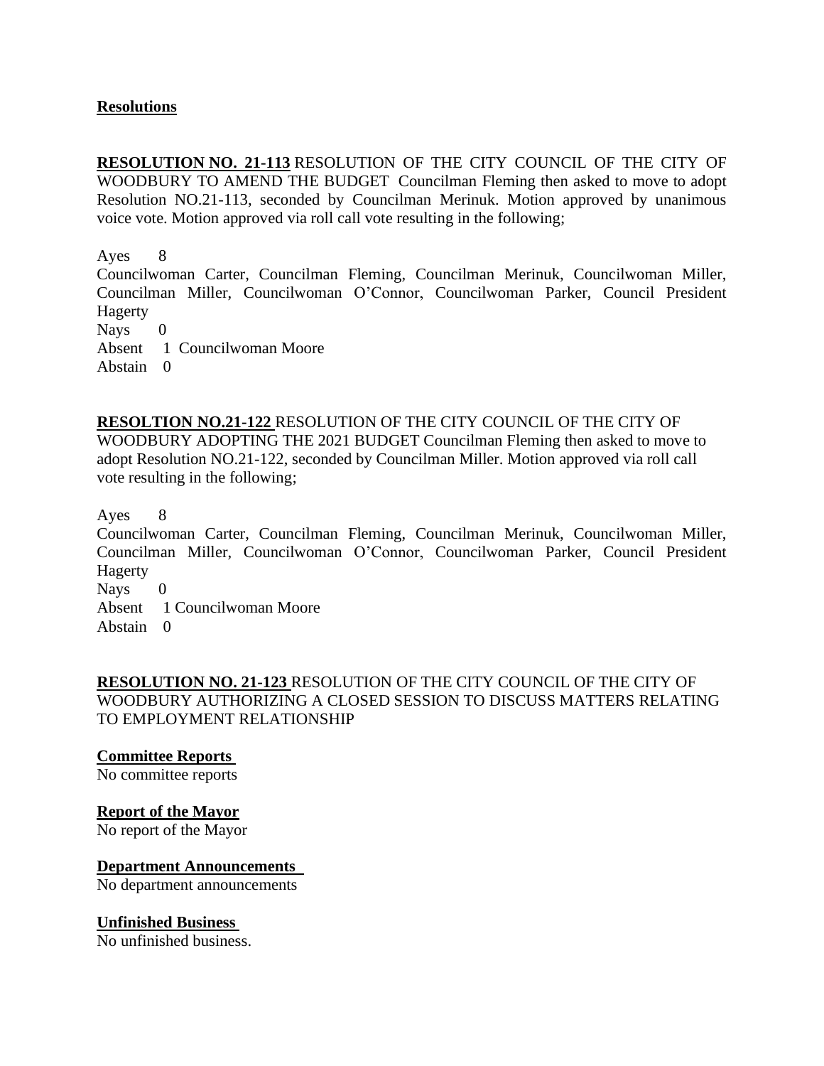**Resolutions**

**RESOLUTION NO. 21-113** RESOLUTION OF THE CITY COUNCIL OF THE CITY OF WOODBURY TO AMEND THE BUDGET Councilman Fleming then asked to move to adopt Resolution NO.21-113, seconded by Councilman Merinuk. Motion approved by unanimous voice vote. Motion approved via roll call vote resulting in the following;

Ayes 8
Councilwoman Carter, Councilman Fleming, Councilman Merinuk, Councilwoman Miller, Councilman Miller, Councilwoman O'Connor, Councilwoman Parker, Council President Hagerty
Nays 0
Absent 1 Councilwoman Moore
Abstain 0

**RESOLTION NO.21-122** RESOLUTION OF THE CITY COUNCIL OF THE CITY OF WOODBURY ADOPTING THE 2021 BUDGET Councilman Fleming then asked to move to adopt Resolution NO.21-122, seconded by Councilman Miller. Motion approved via roll call vote resulting in the following;

Ayes 8
Councilwoman Carter, Councilman Fleming, Councilman Merinuk, Councilwoman Miller, Councilman Miller, Councilwoman O'Connor, Councilwoman Parker, Council President Hagerty
Nays 0
Absent 1 Councilwoman Moore
Abstain 0

**RESOLUTION NO. 21-123** RESOLUTION OF THE CITY COUNCIL OF THE CITY OF WOODBURY AUTHORIZING A CLOSED SESSION TO DISCUSS MATTERS RELATING TO EMPLOYMENT RELATIONSHIP

**Committee Reports**
No committee reports

**Report of the Mayor**
No report of the Mayor

**Department Announcements**
No department announcements

**Unfinished Business**
No unfinished business.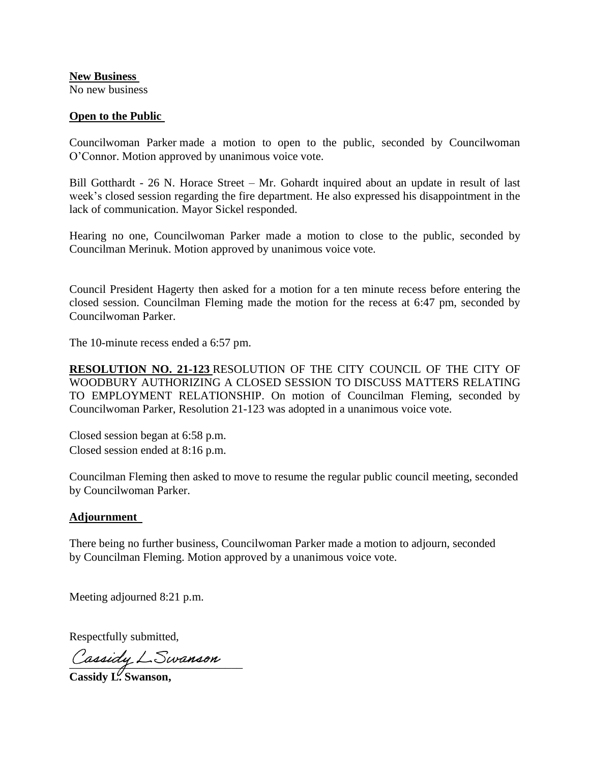**New Business**

No new business

**Open to the Public**

Councilwoman Parker made a motion to open to the public, seconded by Councilwoman O'Connor. Motion approved by unanimous voice vote.

Bill Gotthardt - 26 N. Horace Street – Mr. Gohardt inquired about an update in result of last week's closed session regarding the fire department. He also expressed his disappointment in the lack of communication. Mayor Sickel responded.

Hearing no one, Councilwoman Parker made a motion to close to the public, seconded by Councilman Merinuk. Motion approved by unanimous voice vote.

Council President Hagerty then asked for a motion for a ten minute recess before entering the closed session. Councilman Fleming made the motion for the recess at 6:47 pm, seconded by Councilwoman Parker.

The 10-minute recess ended a 6:57 pm.

**RESOLUTION NO. 21-123** RESOLUTION OF THE CITY COUNCIL OF THE CITY OF WOODBURY AUTHORIZING A CLOSED SESSION TO DISCUSS MATTERS RELATING TO EMPLOYMENT RELATIONSHIP. On motion of Councilman Fleming, seconded by Councilwoman Parker, Resolution 21-123 was adopted in a unanimous voice vote.

Closed session began at 6:58 p.m.
Closed session ended at 8:16 p.m.

Councilman Fleming then asked to move to resume the regular public council meeting, seconded by Councilwoman Parker.

**Adjournment**

There being no further business, Councilwoman Parker made a motion to adjourn, seconded by Councilman Fleming. Motion approved by a unanimous voice vote.

Meeting adjourned 8:21 p.m.

Respectfully submitted,

*Cassidy L. Swanson*

**Cassidy L. Swanson,**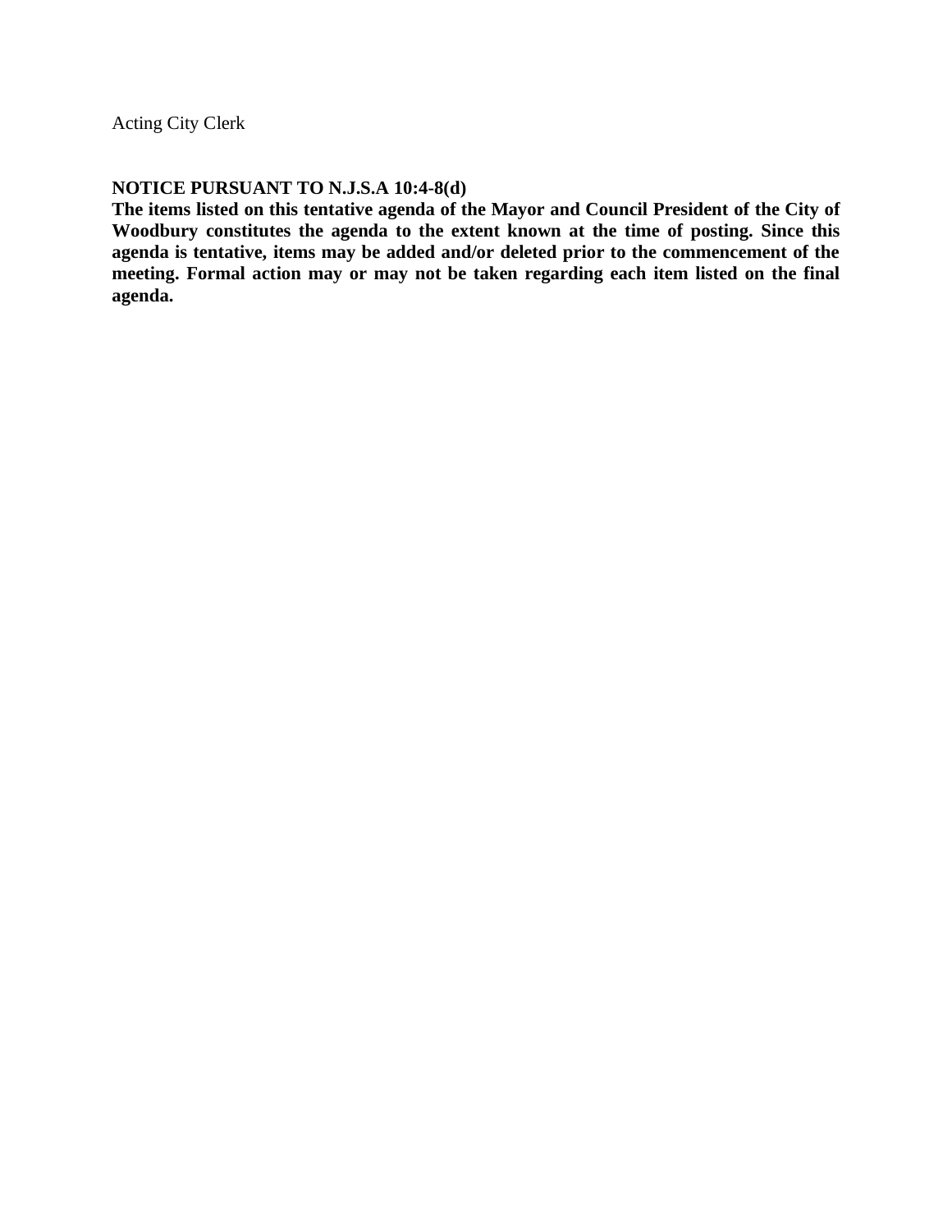Acting City Clerk

**NOTICE PURSUANT TO N.J.S.A 10:4-8(d)**
**The items listed on this tentative agenda of the Mayor and Council President of the City of Woodbury constitutes the agenda to the extent known at the time of posting. Since this agenda is tentative, items may be added and/or deleted prior to the commencement of the meeting. Formal action may or may not be taken regarding each item listed on the final agenda.**